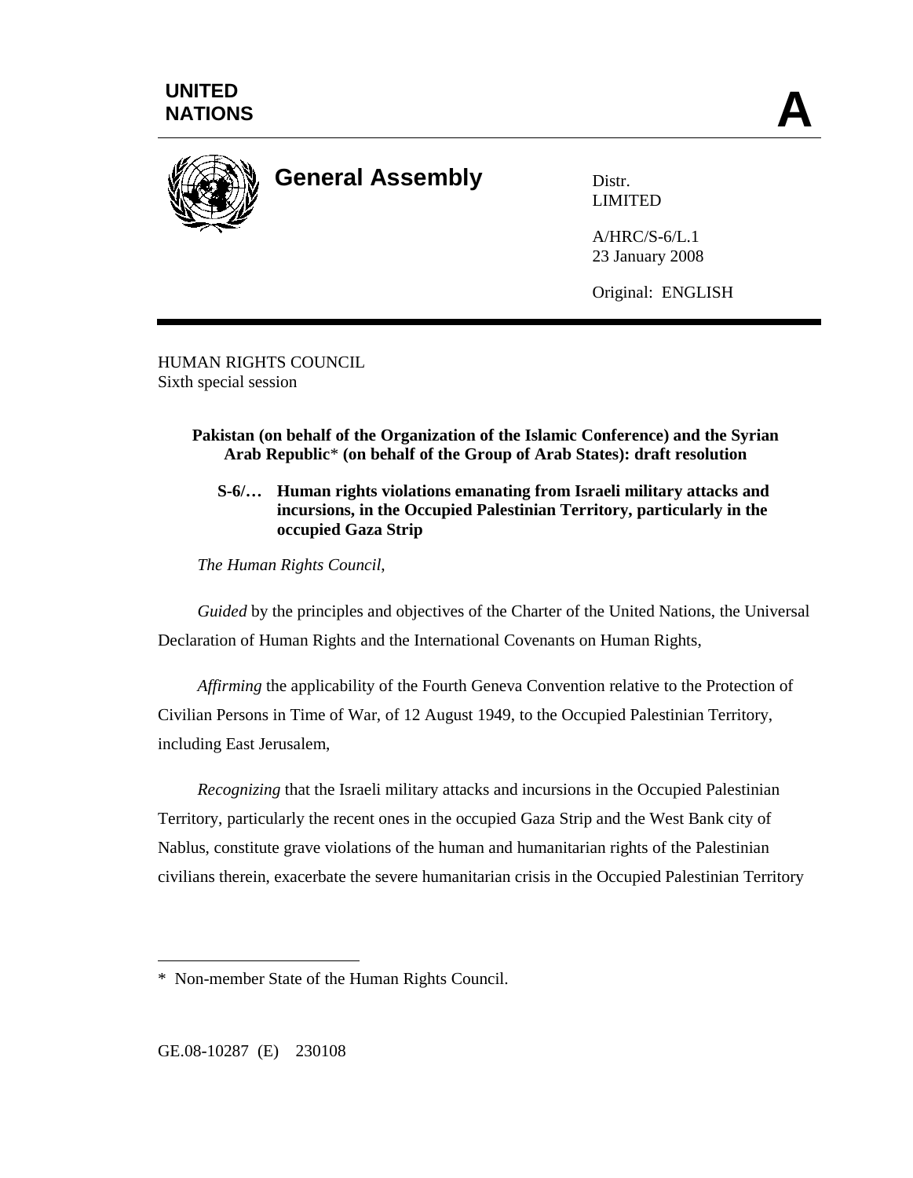UNITED NATIONS

# General Assembly

Distr.
LIMITED

A/HRC/S-6/L.1
23 January 2008

Original: ENGLISH

HUMAN RIGHTS COUNCIL
Sixth special session

**Pakistan (on behalf of the Organization of the Islamic Conference) and the Syrian Arab Republic* (on behalf of the Group of Arab States): draft resolution**

**S-6/… Human rights violations emanating from Israeli military attacks and incursions, in the Occupied Palestinian Territory, particularly in the occupied Gaza Strip**

*The Human Rights Council*,

*Guided* by the principles and objectives of the Charter of the United Nations, the Universal Declaration of Human Rights and the International Covenants on Human Rights,

*Affirming* the applicability of the Fourth Geneva Convention relative to the Protection of Civilian Persons in Time of War, of 12 August 1949, to the Occupied Palestinian Territory, including East Jerusalem,

*Recognizing* that the Israeli military attacks and incursions in the Occupied Palestinian Territory, particularly the recent ones in the occupied Gaza Strip and the West Bank city of Nablus, constitute grave violations of the human and humanitarian rights of the Palestinian civilians therein, exacerbate the severe humanitarian crisis in the Occupied Palestinian Territory

---

\* Non-member State of the Human Rights Council.

GE.08-10287 (E) 230108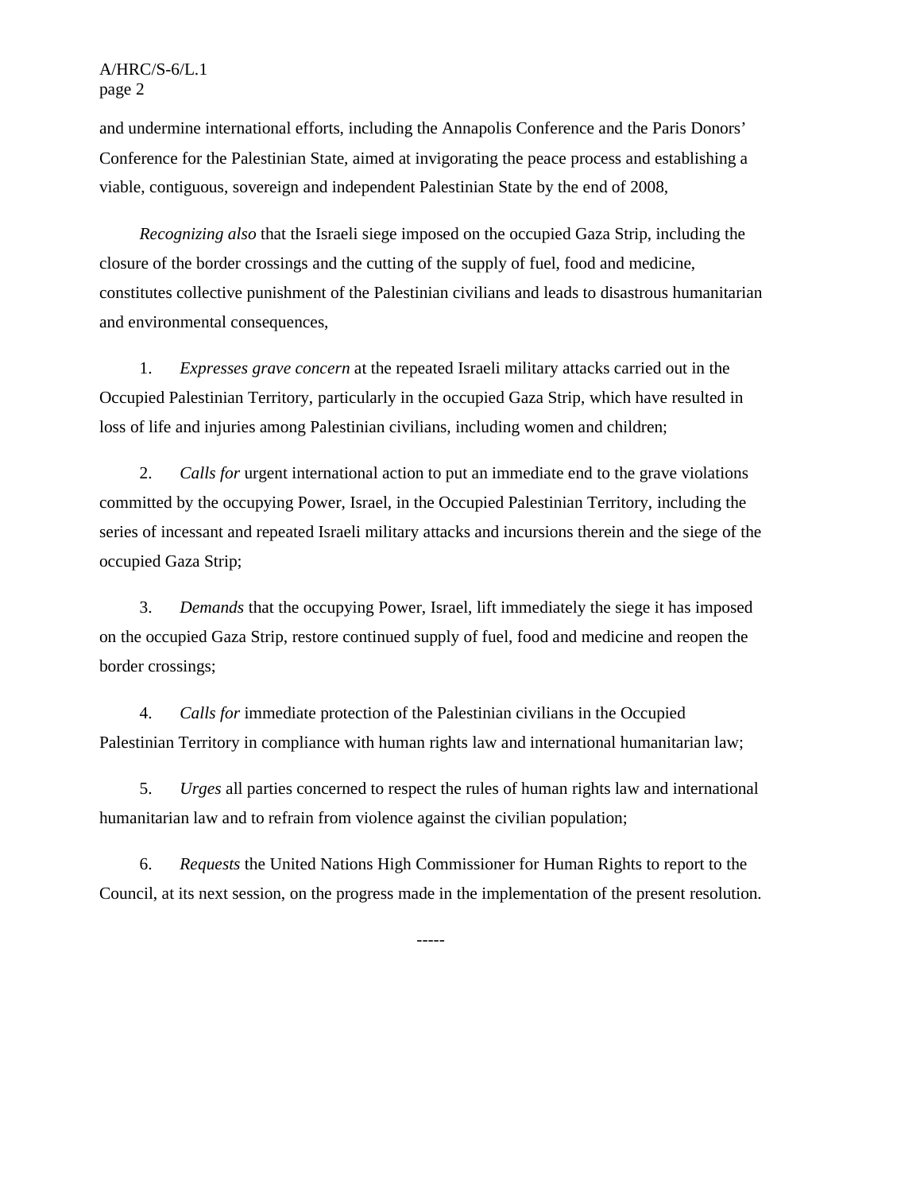and undermine international efforts, including the Annapolis Conference and the Paris Donors' Conference for the Palestinian State, aimed at invigorating the peace process and establishing a viable, contiguous, sovereign and independent Palestinian State by the end of 2008,

*Recognizing also* that the Israeli siege imposed on the occupied Gaza Strip, including the closure of the border crossings and the cutting of the supply of fuel, food and medicine, constitutes collective punishment of the Palestinian civilians and leads to disastrous humanitarian and environmental consequences,

1. *Expresses grave concern* at the repeated Israeli military attacks carried out in the Occupied Palestinian Territory, particularly in the occupied Gaza Strip, which have resulted in loss of life and injuries among Palestinian civilians, including women and children;

2. *Calls for* urgent international action to put an immediate end to the grave violations committed by the occupying Power, Israel, in the Occupied Palestinian Territory, including the series of incessant and repeated Israeli military attacks and incursions therein and the siege of the occupied Gaza Strip;

3. *Demands* that the occupying Power, Israel, lift immediately the siege it has imposed on the occupied Gaza Strip, restore continued supply of fuel, food and medicine and reopen the border crossings;

4. *Calls for* immediate protection of the Palestinian civilians in the Occupied Palestinian Territory in compliance with human rights law and international humanitarian law;

5. *Urges* all parties concerned to respect the rules of human rights law and international humanitarian law and to refrain from violence against the civilian population;

6. *Requests* the United Nations High Commissioner for Human Rights to report to the Council, at its next session, on the progress made in the implementation of the present resolution.

-----